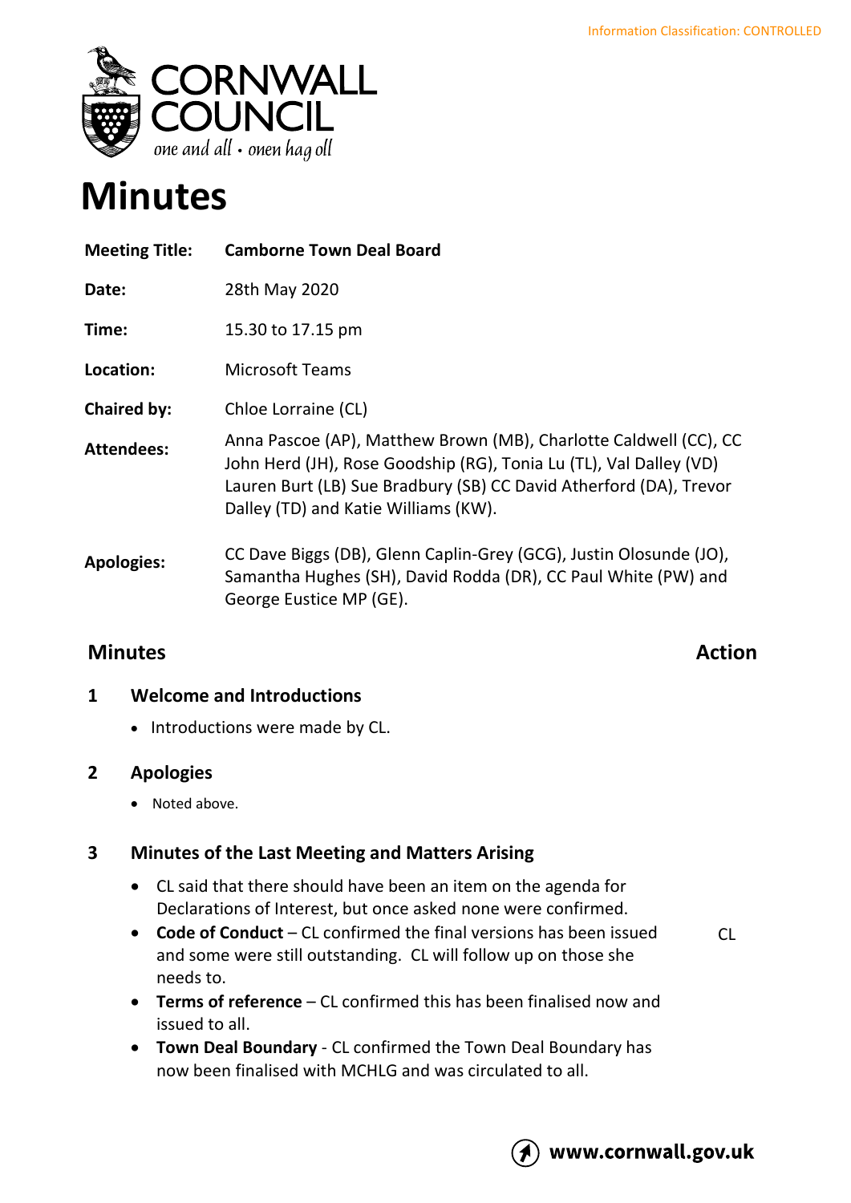Information Classification: CONTROLLED

CORNWALL COUNCIL
*one and all • onen hag oll*

# Minutes

| | |
|---|---|
| **Meeting Title:** | **Camborne Town Deal Board** |
| **Date:** | 28th May 2020 |
| **Time:** | 15.30 to 17.15 pm |
| **Location:** | Microsoft Teams |
| **Chaired by:** | Chloe Lorraine (CL) |
| **Attendees:** | Anna Pascoe (AP), Matthew Brown (MB), Charlotte Caldwell (CC), CC John Herd (JH), Rose Goodship (RG), Tonia Lu (TL), Val Dalley (VD) Lauren Burt (LB) Sue Bradbury (SB) CC David Atherford (DA), Trevor Dalley (TD) and Katie Williams (KW). |
| **Apologies:** | CC Dave Biggs (DB), Glenn Caplin-Grey (GCG), Justin Olosunde (JO), Samantha Hughes (SH), David Rodda (DR), CC Paul White (PW) and George Eustice MP (GE). |

## Minutes — Action

### 1 Welcome and Introductions

- Introductions were made by CL.

### 2 Apologies

- Noted above.

### 3 Minutes of the Last Meeting and Matters Arising

- CL said that there should have been an item on the agenda for Declarations of Interest, but once asked none were confirmed.
- **Code of Conduct** – CL confirmed the final versions has been issued and some were still outstanding. CL will follow up on those she needs to. — **Action: CL**
- **Terms of reference** – CL confirmed this has been finalised now and issued to all.
- **Town Deal Boundary** - CL confirmed the Town Deal Boundary has now been finalised with MCHLG and was circulated to all.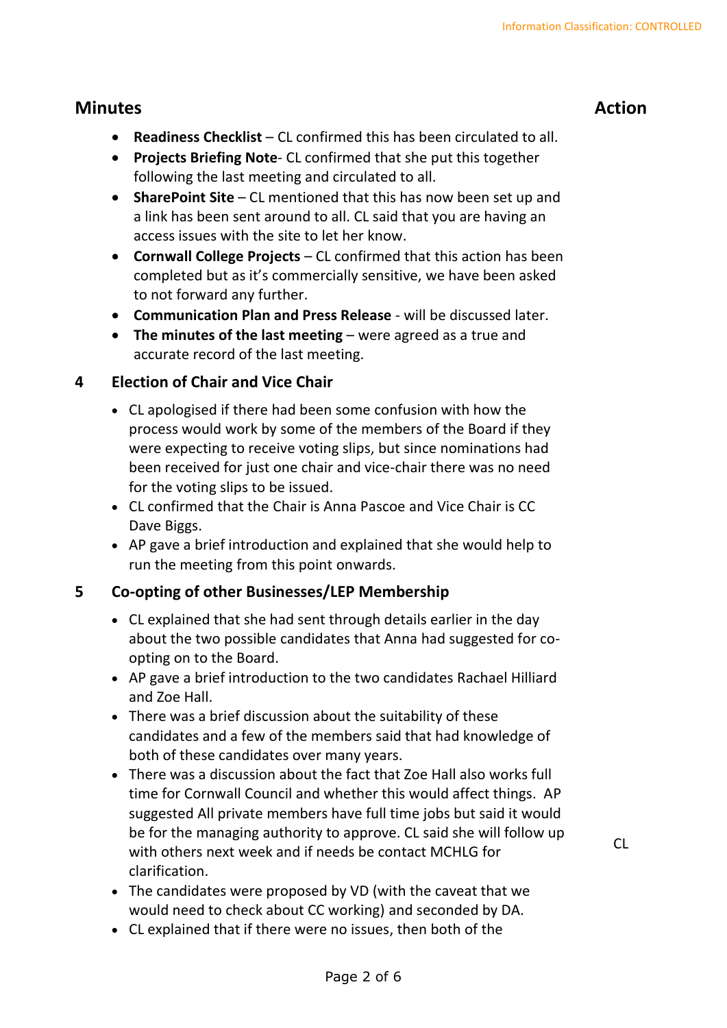## Minutes

**Action**

- **Readiness Checklist** – CL confirmed this has been circulated to all.
- **Projects Briefing Note**- CL confirmed that she put this together following the last meeting and circulated to all.
- **SharePoint Site** – CL mentioned that this has now been set up and a link has been sent around to all. CL said that you are having an access issues with the site to let her know.
- **Cornwall College Projects** – CL confirmed that this action has been completed but as it's commercially sensitive, we have been asked to not forward any further.
- **Communication Plan and Press Release** - will be discussed later.
- **The minutes of the last meeting** – were agreed as a true and accurate record of the last meeting.

## 4 Election of Chair and Vice Chair

- CL apologised if there had been some confusion with how the process would work by some of the members of the Board if they were expecting to receive voting slips, but since nominations had been received for just one chair and vice-chair there was no need for the voting slips to be issued.
- CL confirmed that the Chair is Anna Pascoe and Vice Chair is CC Dave Biggs.
- AP gave a brief introduction and explained that she would help to run the meeting from this point onwards.

## 5 Co-opting of other Businesses/LEP Membership

- CL explained that she had sent through details earlier in the day about the two possible candidates that Anna had suggested for co-opting on to the Board.
- AP gave a brief introduction to the two candidates Rachael Hilliard and Zoe Hall.
- There was a brief discussion about the suitability of these candidates and a few of the members said that had knowledge of both of these candidates over many years.
- There was a discussion about the fact that Zoe Hall also works full time for Cornwall Council and whether this would affect things. AP suggested All private members have full time jobs but said it would be for the managing authority to approve. CL said she will follow up with others next week and if needs be contact MCHLG for clarification. **CL**
- The candidates were proposed by VD (with the caveat that we would need to check about CC working) and seconded by DA.
- CL explained that if there were no issues, then both of the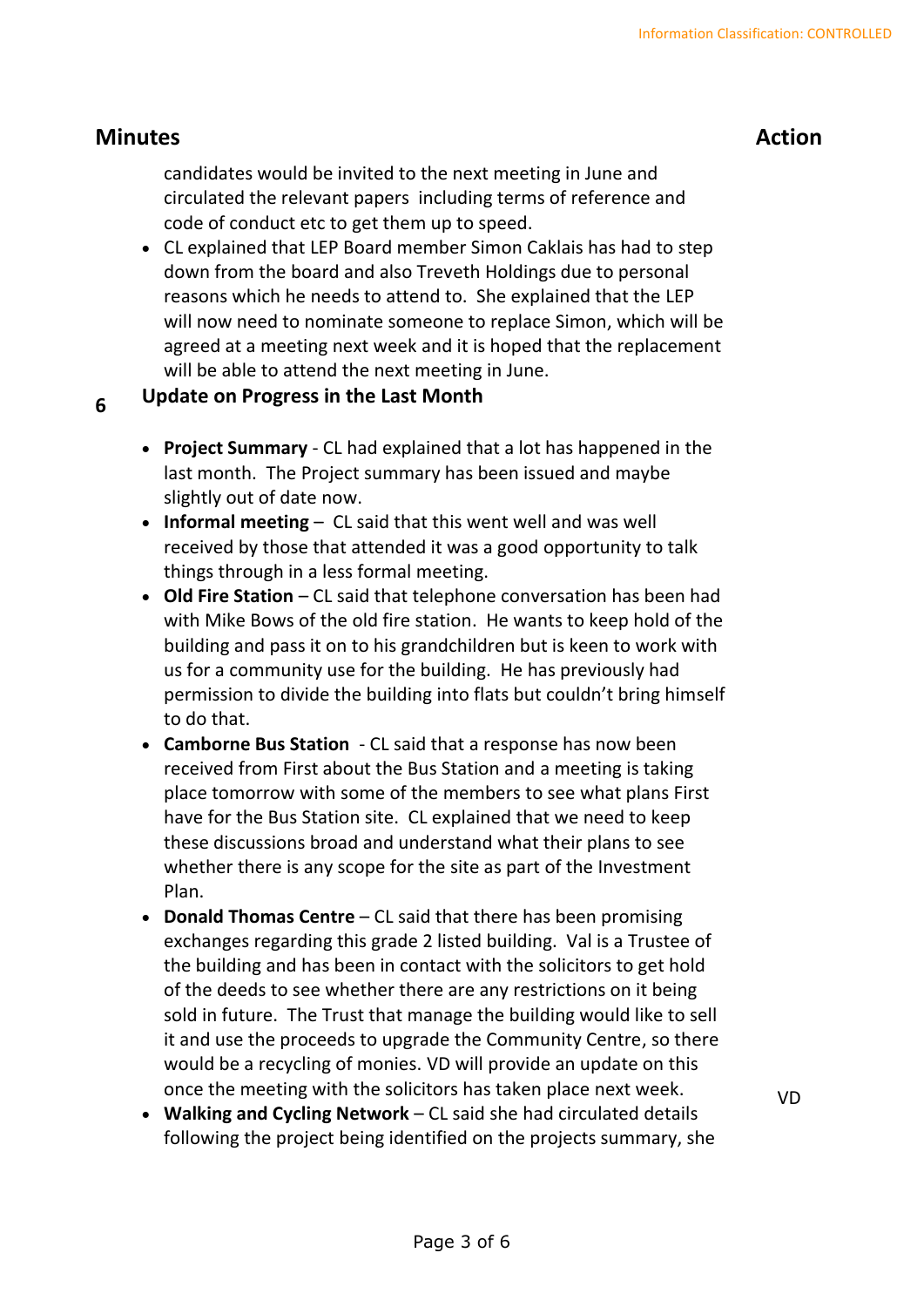## Minutes

**Action**

candidates would be invited to the next meeting in June and circulated the relevant papers including terms of reference and code of conduct etc to get them up to speed.

- CL explained that LEP Board member Simon Caklais has had to step down from the board and also Treveth Holdings due to personal reasons which he needs to attend to. She explained that the LEP will now need to nominate someone to replace Simon, which will be agreed at a meeting next week and it is hoped that the replacement will be able to attend the next meeting in June.

### 6 Update on Progress in the Last Month

- **Project Summary** - CL had explained that a lot has happened in the last month. The Project summary has been issued and maybe slightly out of date now.
- **Informal meeting** – CL said that this went well and was well received by those that attended it was a good opportunity to talk things through in a less formal meeting.
- **Old Fire Station** – CL said that telephone conversation has been had with Mike Bows of the old fire station. He wants to keep hold of the building and pass it on to his grandchildren but is keen to work with us for a community use for the building. He has previously had permission to divide the building into flats but couldn't bring himself to do that.
- **Camborne Bus Station** - CL said that a response has now been received from First about the Bus Station and a meeting is taking place tomorrow with some of the members to see what plans First have for the Bus Station site. CL explained that we need to keep these discussions broad and understand what their plans to see whether there is any scope for the site as part of the Investment Plan.
- **Donald Thomas Centre** – CL said that there has been promising exchanges regarding this grade 2 listed building. Val is a Trustee of the building and has been in contact with the solicitors to get hold of the deeds to see whether there are any restrictions on it being sold in future. The Trust that manage the building would like to sell it and use the proceeds to upgrade the Community Centre, so there would be a recycling of monies. VD will provide an update on this once the meeting with the solicitors has taken place next week. **VD**
- **Walking and Cycling Network** – CL said she had circulated details following the project being identified on the projects summary, she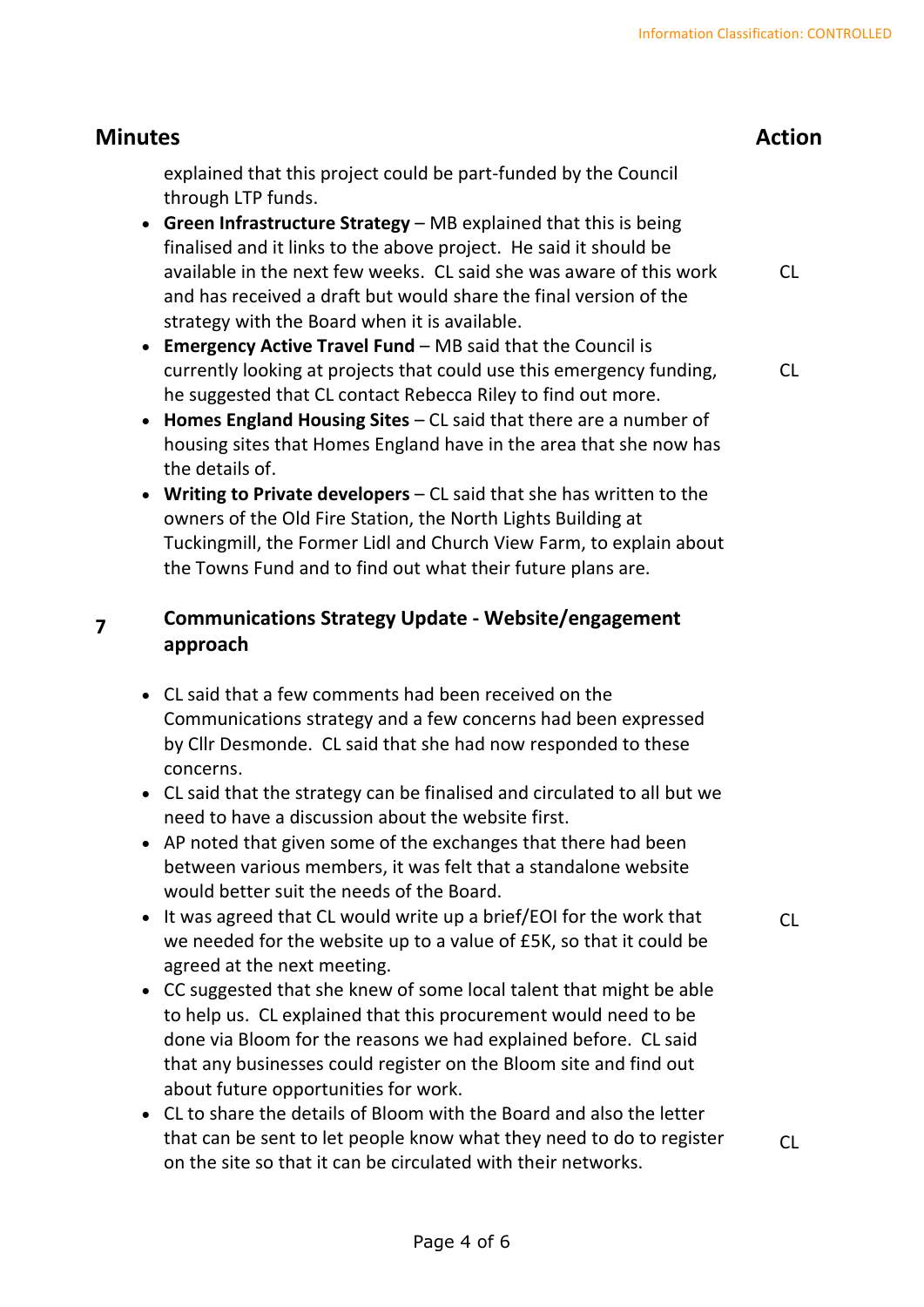| Minutes | Action |
|---|---|
| explained that this project could be part-funded by the Council through LTP funds. | |
| • **Green Infrastructure Strategy** – MB explained that this is being finalised and it links to the above project. He said it should be available in the next few weeks. CL said she was aware of this work and has received a draft but would share the final version of the strategy with the Board when it is available. | CL |
| • **Emergency Active Travel Fund** – MB said that the Council is currently looking at projects that could use this emergency funding, he suggested that CL contact Rebecca Riley to find out more. | CL |
| • **Homes England Housing Sites** – CL said that there are a number of housing sites that Homes England have in the area that she now has the details of. | |
| • **Writing to Private developers** – CL said that she has written to the owners of the Old Fire Station, the North Lights Building at Tuckingmill, the Former Lidl and Church View Farm, to explain about the Towns Fund and to find out what their future plans are. | |

**7** **Communications Strategy Update - Website/engagement approach**

| | |
|---|---|
| • CL said that a few comments had been received on the Communications strategy and a few concerns had been expressed by Cllr Desmonde. CL said that she had now responded to these concerns. | |
| • CL said that the strategy can be finalised and circulated to all but we need to have a discussion about the website first. | |
| • AP noted that given some of the exchanges that there had been between various members, it was felt that a standalone website would better suit the needs of the Board. | |
| • It was agreed that CL would write up a brief/EOI for the work that we needed for the website up to a value of £5K, so that it could be agreed at the next meeting. | CL |
| • CC suggested that she knew of some local talent that might be able to help us. CL explained that this procurement would need to be done via Bloom for the reasons we had explained before. CL said that any businesses could register on the Bloom site and find out about future opportunities for work. | |
| • CL to share the details of Bloom with the Board and also the letter that can be sent to let people know what they need to do to register on the site so that it can be circulated with their networks. | CL |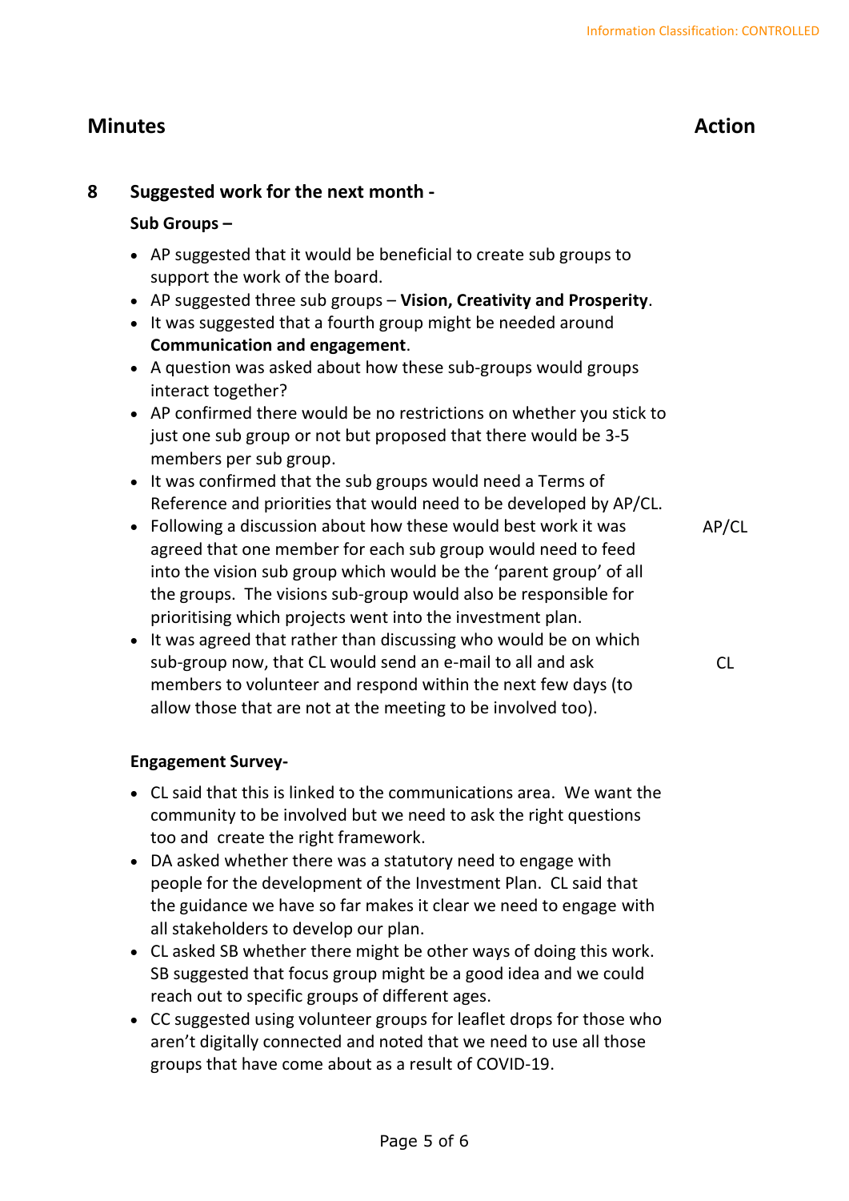| Minutes | Action |
|---|---|

## 8 Suggested work for the next month -

**Sub Groups –**

- AP suggested that it would be beneficial to create sub groups to support the work of the board.
- AP suggested three sub groups – **Vision, Creativity and Prosperity**.
- It was suggested that a fourth group might be needed around **Communication and engagement**.
- A question was asked about how these sub-groups would groups interact together?
- AP confirmed there would be no restrictions on whether you stick to just one sub group or not but proposed that there would be 3-5 members per sub group.
- It was confirmed that the sub groups would need a Terms of Reference and priorities that would need to be developed by AP/CL. — **Action: AP/CL**
- Following a discussion about how these would best work it was agreed that one member for each sub group would need to feed into the vision sub group which would be the 'parent group' of all the groups. The visions sub-group would also be responsible for prioritising which projects went into the investment plan.
- It was agreed that rather than discussing who would be on which sub-group now, that CL would send an e-mail to all and ask members to volunteer and respond within the next few days (to allow those that are not at the meeting to be involved too). — **Action: CL**

**Engagement Survey-**

- CL said that this is linked to the communications area. We want the community to be involved but we need to ask the right questions too and create the right framework.
- DA asked whether there was a statutory need to engage with people for the development of the Investment Plan. CL said that the guidance we have so far makes it clear we need to engage with all stakeholders to develop our plan.
- CL asked SB whether there might be other ways of doing this work. SB suggested that focus group might be a good idea and we could reach out to specific groups of different ages.
- CC suggested using volunteer groups for leaflet drops for those who aren't digitally connected and noted that we need to use all those groups that have come about as a result of COVID-19.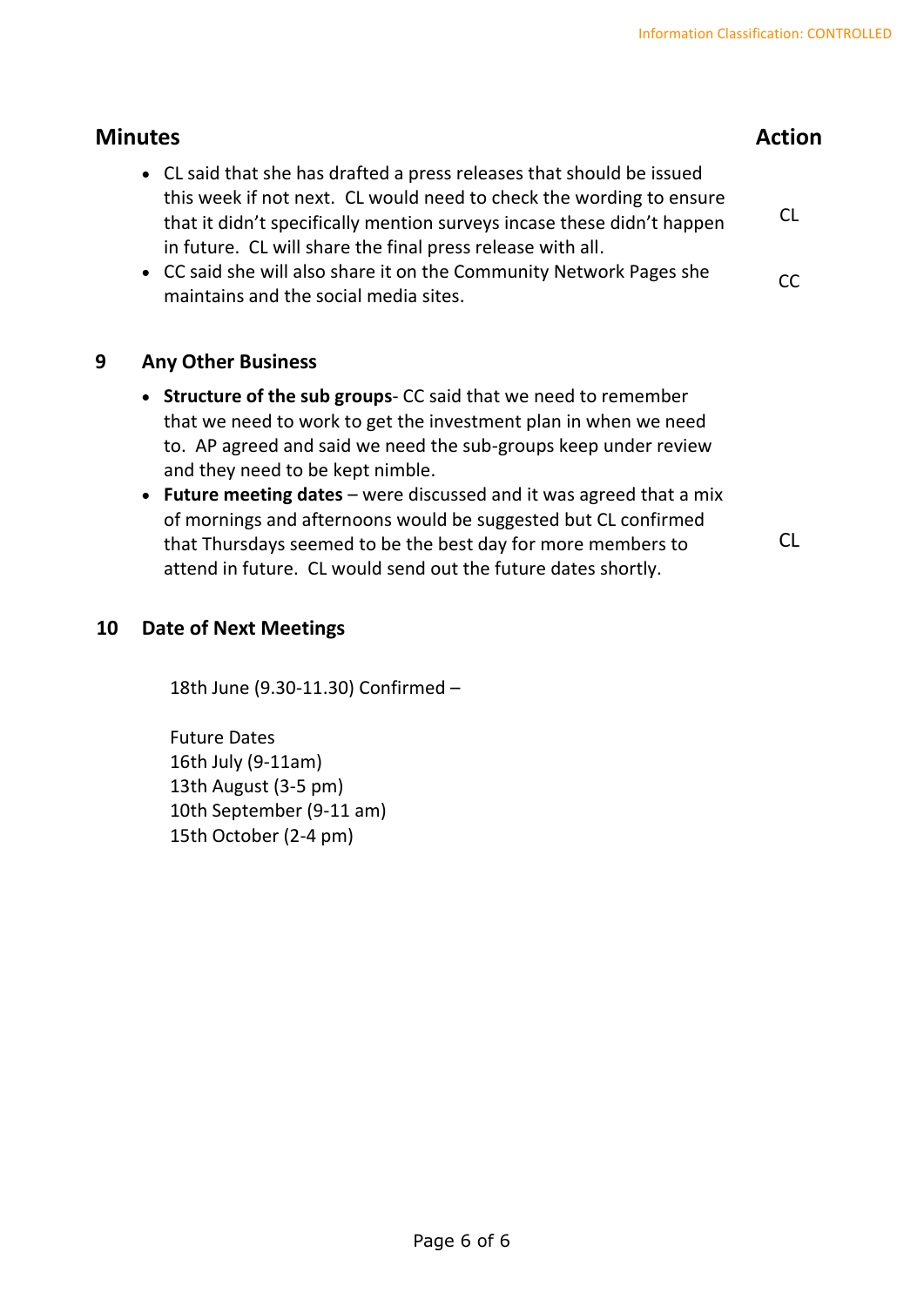| Minutes | Action |
|---|---|
| • CL said that she has drafted a press releases that should be issued this week if not next. CL would need to check the wording to ensure that it didn't specifically mention surveys incase these didn't happen in future. CL will share the final press release with all. | CL |
| • CC said she will also share it on the Community Network Pages she maintains and the social media sites. | CC |

## 9 Any Other Business

- **Structure of the sub groups**- CC said that we need to remember that we need to work to get the investment plan in when we need to. AP agreed and said we need the sub-groups keep under review and they need to be kept nimble.
- **Future meeting dates** – were discussed and it was agreed that a mix of mornings and afternoons would be suggested but CL confirmed that Thursdays seemed to be the best day for more members to attend in future. CL would send out the future dates shortly. — **Action: CL**

## 10 Date of Next Meetings

18th June (9.30-11.30) Confirmed –

Future Dates
16th July (9-11am)
13th August (3-5 pm)
10th September (9-11 am)
15th October (2-4 pm)